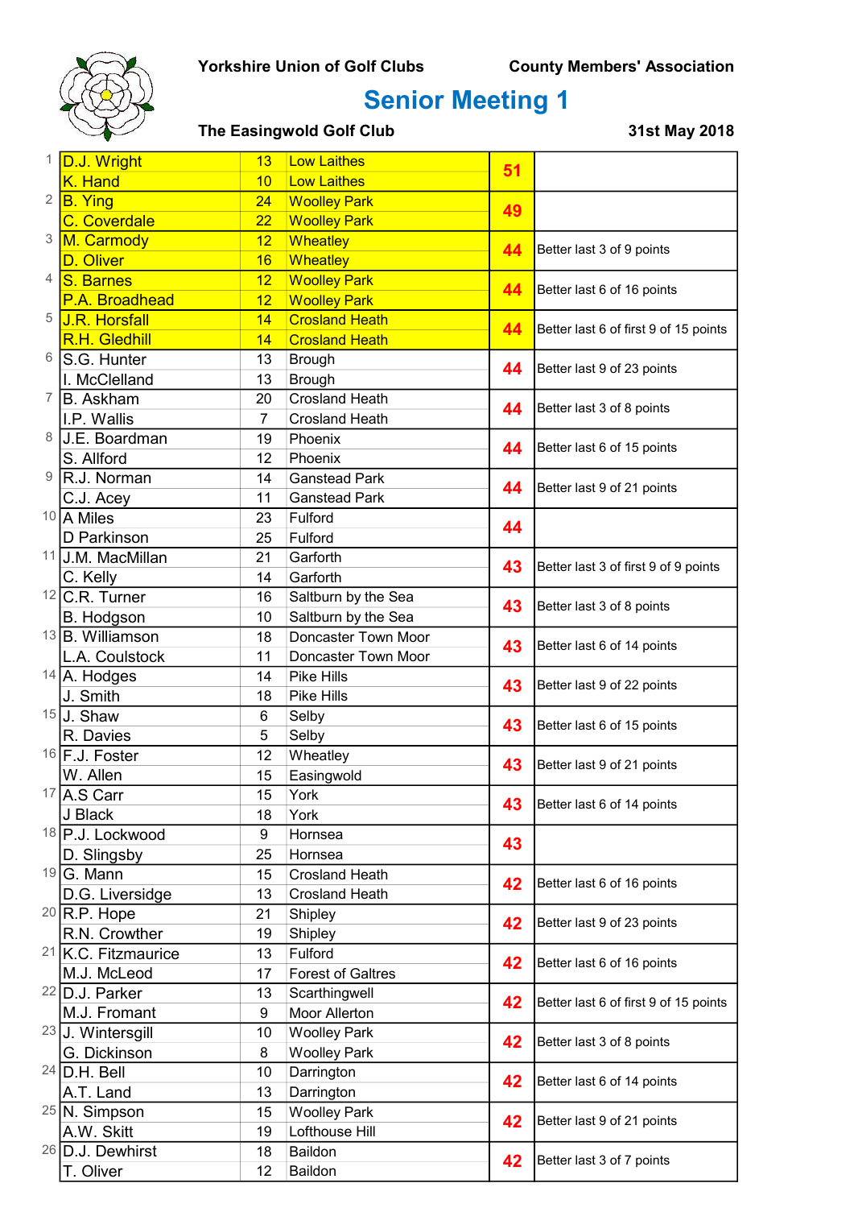**Yorkshire Union of Golf Clubs** — **County Members' Association**

# Senior Meeting 1

**The Easingwold Golf Club** — **31st May 2018**

| Pos | Name | Hcp | Club | Points | Note |
|---|---|---|---|---|---|
| 1 | D.J. Wright | 13 | Low Laithes | 51 | |
| | K. Hand | 10 | Low Laithes | | |
| 2 | B. Ying | 24 | Woolley Park | 49 | |
| | C. Coverdale | 22 | Woolley Park | | |
| 3 | M. Carmody | 12 | Wheatley | 44 | Better last 3 of 9 points |
| | D. Oliver | 16 | Wheatley | | |
| 4 | S. Barnes | 12 | Woolley Park | 44 | Better last 6 of 16 points |
| | P.A. Broadhead | 12 | Woolley Park | | |
| 5 | J.R. Horsfall | 14 | Crosland Heath | 44 | Better last 6 of first 9 of 15 points |
| | R.H. Gledhill | 14 | Crosland Heath | | |
| 6 | S.G. Hunter | 13 | Brough | 44 | Better last 9 of 23 points |
| | I. McClelland | 13 | Brough | | |
| 7 | B. Askham | 20 | Crosland Heath | 44 | Better last 3 of 8 points |
| | I.P. Wallis | 7 | Crosland Heath | | |
| 8 | J.E. Boardman | 19 | Phoenix | 44 | Better last 6 of 15 points |
| | S. Allford | 12 | Phoenix | | |
| 9 | R.J. Norman | 14 | Ganstead Park | 44 | Better last 9 of 21 points |
| | C.J. Acey | 11 | Ganstead Park | | |
| 10 | A Miles | 23 | Fulford | 44 | |
| | D Parkinson | 25 | Fulford | | |
| 11 | J.M. MacMillan | 21 | Garforth | 43 | Better last 3 of first 9 of 9 points |
| | C. Kelly | 14 | Garforth | | |
| 12 | C.R. Turner | 16 | Saltburn by the Sea | 43 | Better last 3 of 8 points |
| | B. Hodgson | 10 | Saltburn by the Sea | | |
| 13 | B. Williamson | 18 | Doncaster Town Moor | 43 | Better last 6 of 14 points |
| | L.A. Coulstock | 11 | Doncaster Town Moor | | |
| 14 | A. Hodges | 14 | Pike Hills | 43 | Better last 9 of 22 points |
| | J. Smith | 18 | Pike Hills | | |
| 15 | J. Shaw | 6 | Selby | 43 | Better last 6 of 15 points |
| | R. Davies | 5 | Selby | | |
| 16 | F.J. Foster | 12 | Wheatley | 43 | Better last 9 of 21 points |
| | W. Allen | 15 | Easingwold | | |
| 17 | A.S Carr | 15 | York | 43 | Better last 6 of 14 points |
| | J Black | 18 | York | | |
| 18 | P.J. Lockwood | 9 | Hornsea | 43 | |
| | D. Slingsby | 25 | Hornsea | | |
| 19 | G. Mann | 15 | Crosland Heath | 42 | Better last 6 of 16 points |
| | D.G. Liversidge | 13 | Crosland Heath | | |
| 20 | R.P. Hope | 21 | Shipley | 42 | Better last 9 of 23 points |
| | R.N. Crowther | 19 | Shipley | | |
| 21 | K.C. Fitzmaurice | 13 | Fulford | 42 | Better last 6 of 16 points |
| | M.J. McLeod | 17 | Forest of Galtres | | |
| 22 | D.J. Parker | 13 | Scarthingwell | 42 | Better last 6 of first 9 of 15 points |
| | M.J. Fromant | 9 | Moor Allerton | | |
| 23 | J. Wintersgill | 10 | Woolley Park | 42 | Better last 3 of 8 points |
| | G. Dickinson | 8 | Woolley Park | | |
| 24 | D.H. Bell | 10 | Darrington | 42 | Better last 6 of 14 points |
| | A.T. Land | 13 | Darrington | | |
| 25 | N. Simpson | 15 | Woolley Park | 42 | Better last 9 of 21 points |
| | A.W. Skitt | 19 | Lofthouse Hill | | |
| 26 | D.J. Dewhirst | 18 | Baildon | 42 | Better last 3 of 7 points |
| | T. Oliver | 12 | Baildon | | |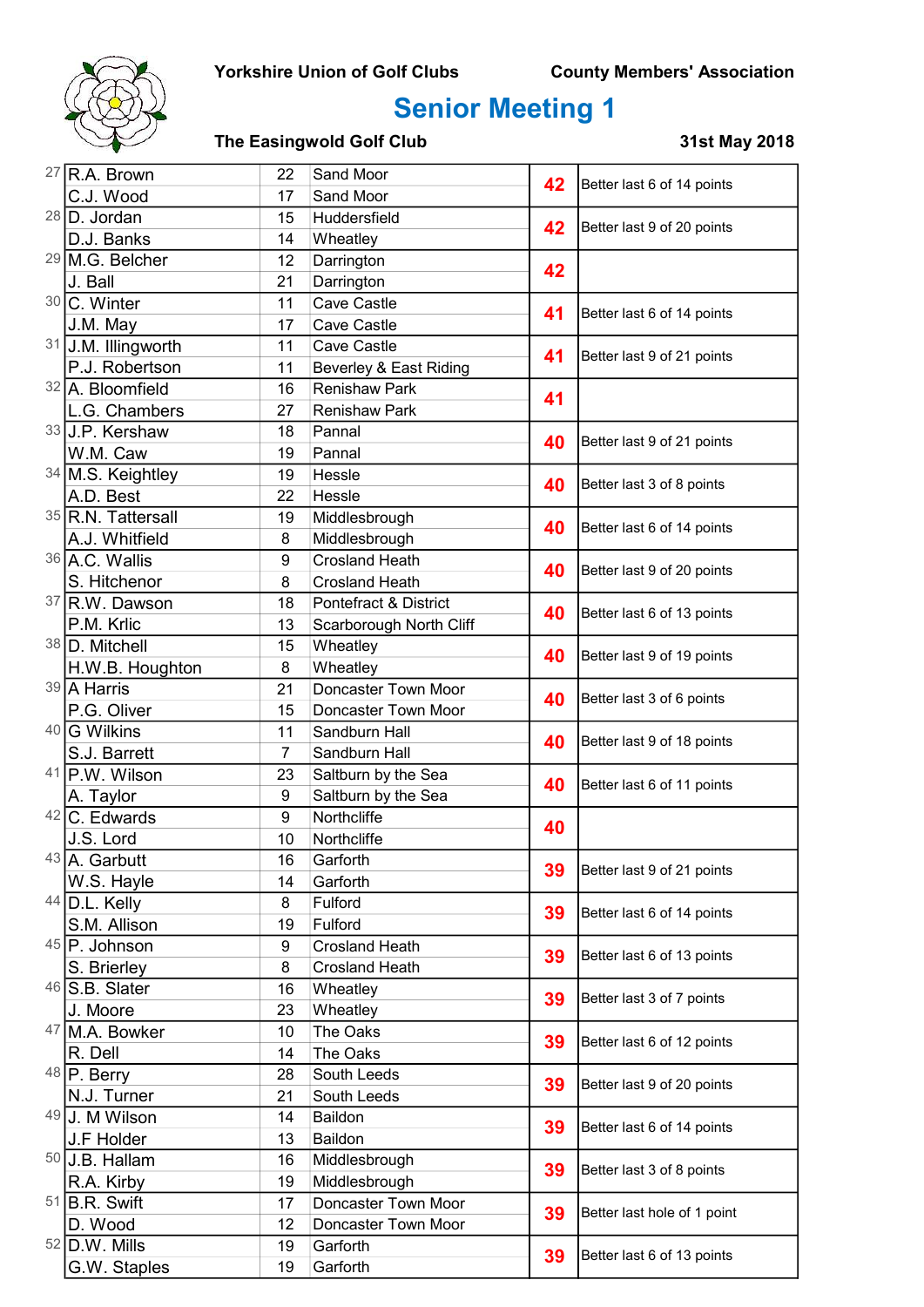**Yorkshire Union of Golf Clubs** **County Members' Association**

# Senior Meeting 1

**The Easingwold Golf Club** **31st May 2018**

| Pos | Name | Hcp | Club | Score | Notes |
|---|---|---|---|---|---|
| 27 | R.A. Brown | 22 | Sand Moor | 42 | Better last 6 of 14 points |
| | C.J. Wood | 17 | Sand Moor | | |
| 28 | D. Jordan | 15 | Huddersfield | 42 | Better last 9 of 20 points |
| | D.J. Banks | 14 | Wheatley | | |
| 29 | M.G. Belcher | 12 | Darrington | 42 | |
| | J. Ball | 21 | Darrington | | |
| 30 | C. Winter | 11 | Cave Castle | 41 | Better last 6 of 14 points |
| | J.M. May | 17 | Cave Castle | | |
| 31 | J.M. Illingworth | 11 | Cave Castle | 41 | Better last 9 of 21 points |
| | P.J. Robertson | 11 | Beverley & East Riding | | |
| 32 | A. Bloomfield | 16 | Renishaw Park | 41 | |
| | L.G. Chambers | 27 | Renishaw Park | | |
| 33 | J.P. Kershaw | 18 | Pannal | 40 | Better last 9 of 21 points |
| | W.M. Caw | 19 | Pannal | | |
| 34 | M.S. Keightley | 19 | Hessle | 40 | Better last 3 of 8 points |
| | A.D. Best | 22 | Hessle | | |
| 35 | R.N. Tattersall | 19 | Middlesbrough | 40 | Better last 6 of 14 points |
| | A.J. Whitfield | 8 | Middlesbrough | | |
| 36 | A.C. Wallis | 9 | Crosland Heath | 40 | Better last 9 of 20 points |
| | S. Hitchenor | 8 | Crosland Heath | | |
| 37 | R.W. Dawson | 18 | Pontefract & District | 40 | Better last 6 of 13 points |
| | P.M. Krlic | 13 | Scarborough North Cliff | | |
| 38 | D. Mitchell | 15 | Wheatley | 40 | Better last 9 of 19 points |
| | H.W.B. Houghton | 8 | Wheatley | | |
| 39 | A Harris | 21 | Doncaster Town Moor | 40 | Better last 3 of 6 points |
| | P.G. Oliver | 15 | Doncaster Town Moor | | |
| 40 | G Wilkins | 11 | Sandburn Hall | 40 | Better last 9 of 18 points |
| | S.J. Barrett | 7 | Sandburn Hall | | |
| 41 | P.W. Wilson | 23 | Saltburn by the Sea | 40 | Better last 6 of 11 points |
| | A. Taylor | 9 | Saltburn by the Sea | | |
| 42 | C. Edwards | 9 | Northcliffe | 40 | |
| | J.S. Lord | 10 | Northcliffe | | |
| 43 | A. Garbutt | 16 | Garforth | 39 | Better last 9 of 21 points |
| | W.S. Hayle | 14 | Garforth | | |
| 44 | D.L. Kelly | 8 | Fulford | 39 | Better last 6 of 14 points |
| | S.M. Allison | 19 | Fulford | | |
| 45 | P. Johnson | 9 | Crosland Heath | 39 | Better last 6 of 13 points |
| | S. Brierley | 8 | Crosland Heath | | |
| 46 | S.B. Slater | 16 | Wheatley | 39 | Better last 3 of 7 points |
| | J. Moore | 23 | Wheatley | | |
| 47 | M.A. Bowker | 10 | The Oaks | 39 | Better last 6 of 12 points |
| | R. Dell | 14 | The Oaks | | |
| 48 | P. Berry | 28 | South Leeds | 39 | Better last 9 of 20 points |
| | N.J. Turner | 21 | South Leeds | | |
| 49 | J. M Wilson | 14 | Baildon | 39 | Better last 6 of 14 points |
| | J.F Holder | 13 | Baildon | | |
| 50 | J.B. Hallam | 16 | Middlesbrough | 39 | Better last 3 of 8 points |
| | R.A. Kirby | 19 | Middlesbrough | | |
| 51 | B.R. Swift | 17 | Doncaster Town Moor | 39 | Better last hole of 1 point |
| | D. Wood | 12 | Doncaster Town Moor | | |
| 52 | D.W. Mills | 19 | Garforth | 39 | Better last 6 of 13 points |
| | G.W. Staples | 19 | Garforth | | |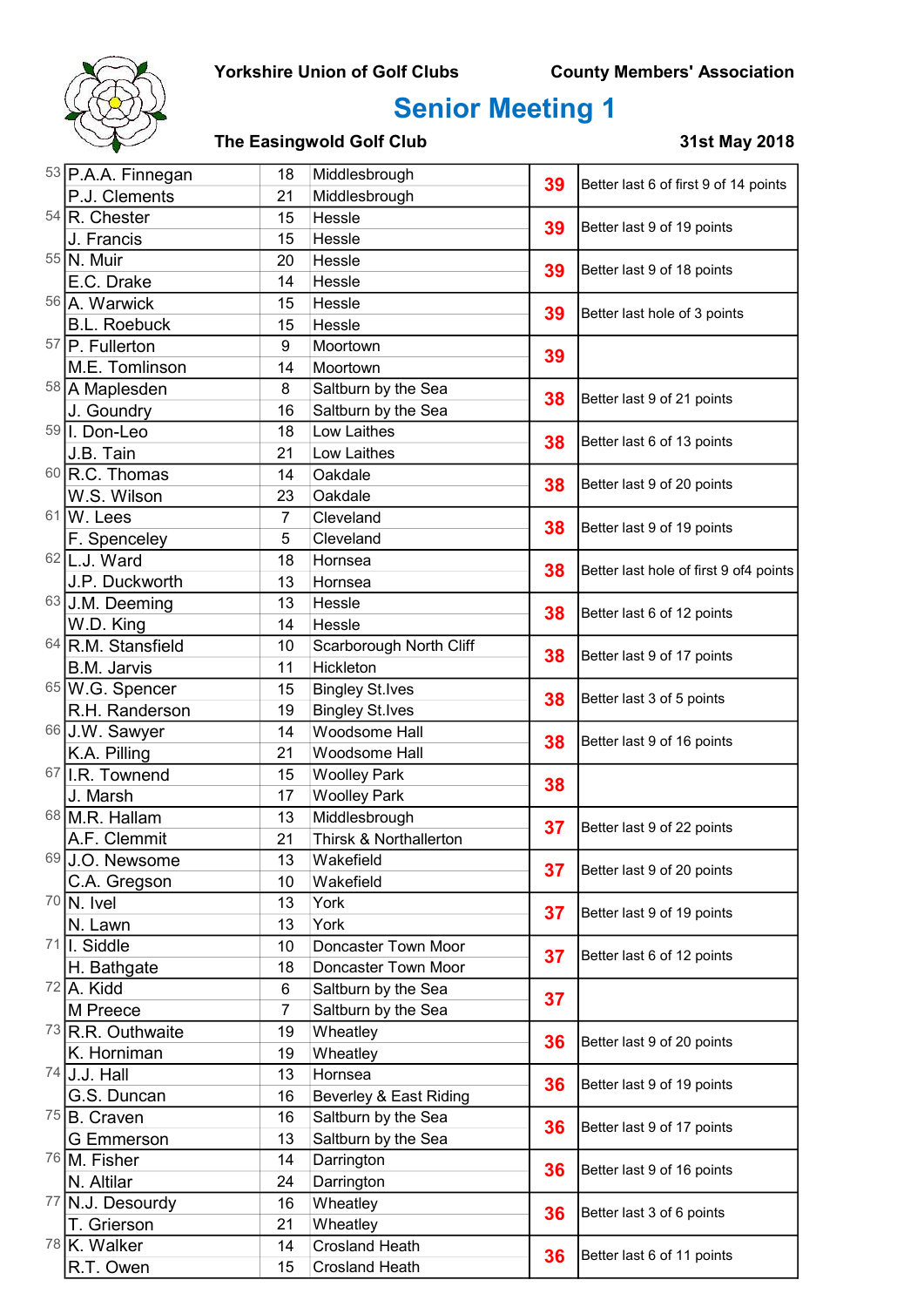**Yorkshire Union of Golf Clubs** **County Members' Association**

# Senior Meeting 1

**The Easingwold Golf Club** **31st May 2018**

| Pos | Name | Hcp | Club | Points | Tie-break |
|---|---|---|---|---|---|
| 53 | P.A.A. Finnegan | 18 | Middlesbrough | 39 | Better last 6 of first 9 of 14 points |
| | P.J. Clements | 21 | Middlesbrough | | |
| 54 | R. Chester | 15 | Hessle | 39 | Better last 9 of 19 points |
| | J. Francis | 15 | Hessle | | |
| 55 | N. Muir | 20 | Hessle | 39 | Better last 9 of 18 points |
| | E.C. Drake | 14 | Hessle | | |
| 56 | A. Warwick | 15 | Hessle | 39 | Better last hole of 3 points |
| | B.L. Roebuck | 15 | Hessle | | |
| 57 | P. Fullerton | 9 | Moortown | 39 | |
| | M.E. Tomlinson | 14 | Moortown | | |
| 58 | A Maplesden | 8 | Saltburn by the Sea | 38 | Better last 9 of 21 points |
| | J. Goundry | 16 | Saltburn by the Sea | | |
| 59 | I. Don-Leo | 18 | Low Laithes | 38 | Better last 6 of 13 points |
| | J.B. Tain | 21 | Low Laithes | | |
| 60 | R.C. Thomas | 14 | Oakdale | 38 | Better last 9 of 20 points |
| | W.S. Wilson | 23 | Oakdale | | |
| 61 | W. Lees | 7 | Cleveland | 38 | Better last 9 of 19 points |
| | F. Spenceley | 5 | Cleveland | | |
| 62 | L.J. Ward | 18 | Hornsea | 38 | Better last hole of first 9 of4 points |
| | J.P. Duckworth | 13 | Hornsea | | |
| 63 | J.M. Deeming | 13 | Hessle | 38 | Better last 6 of 12 points |
| | W.D. King | 14 | Hessle | | |
| 64 | R.M. Stansfield | 10 | Scarborough North Cliff | 38 | Better last 9 of 17 points |
| | B.M. Jarvis | 11 | Hickleton | | |
| 65 | W.G. Spencer | 15 | Bingley St.Ives | 38 | Better last 3 of 5 points |
| | R.H. Randerson | 19 | Bingley St.Ives | | |
| 66 | J.W. Sawyer | 14 | Woodsome Hall | 38 | Better last 9 of 16 points |
| | K.A. Pilling | 21 | Woodsome Hall | | |
| 67 | I.R. Townend | 15 | Woolley Park | 38 | |
| | J. Marsh | 17 | Woolley Park | | |
| 68 | M.R. Hallam | 13 | Middlesbrough | 37 | Better last 9 of 22 points |
| | A.F. Clemmit | 21 | Thirsk & Northallerton | | |
| 69 | J.O. Newsome | 13 | Wakefield | 37 | Better last 9 of 20 points |
| | C.A. Gregson | 10 | Wakefield | | |
| 70 | N. Ivel | 13 | York | 37 | Better last 9 of 19 points |
| | N. Lawn | 13 | York | | |
| 71 | I. Siddle | 10 | Doncaster Town Moor | 37 | Better last 6 of 12 points |
| | H. Bathgate | 18 | Doncaster Town Moor | | |
| 72 | A. Kidd | 6 | Saltburn by the Sea | 37 | |
| | M Preece | 7 | Saltburn by the Sea | | |
| 73 | R.R. Outhwaite | 19 | Wheatley | 36 | Better last 9 of 20 points |
| | K. Horniman | 19 | Wheatley | | |
| 74 | J.J. Hall | 13 | Hornsea | 36 | Better last 9 of 19 points |
| | G.S. Duncan | 16 | Beverley & East Riding | | |
| 75 | B. Craven | 16 | Saltburn by the Sea | 36 | Better last 9 of 17 points |
| | G Emmerson | 13 | Saltburn by the Sea | | |
| 76 | M. Fisher | 14 | Darrington | 36 | Better last 9 of 16 points |
| | N. Altilar | 24 | Darrington | | |
| 77 | N.J. Desourdy | 16 | Wheatley | 36 | Better last 3 of 6 points |
| | T. Grierson | 21 | Wheatley | | |
| 78 | K. Walker | 14 | Crosland Heath | 36 | Better last 6 of 11 points |
| | R.T. Owen | 15 | Crosland Heath | | |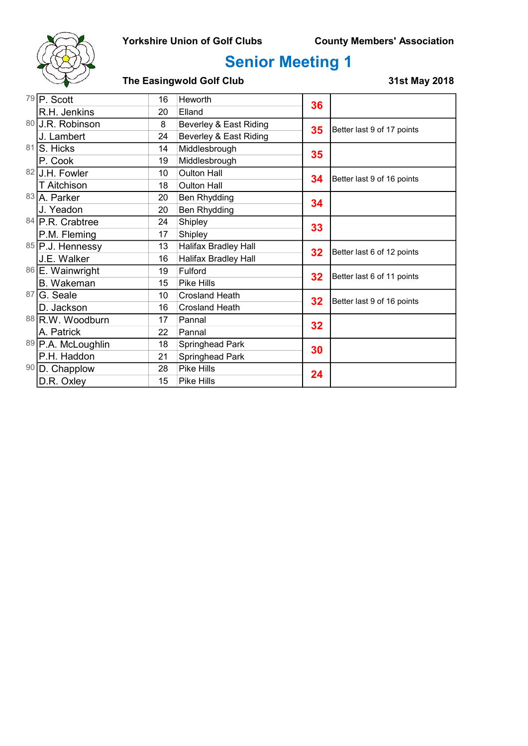**Yorkshire Union of Golf Clubs** **County Members' Association**

# Senior Meeting 1

**The Easingwold Golf Club** **31st May 2018**

| | | | | | |
|---|---|---|---|---|---|
| 79 | P. Scott | 16 | Heworth | 36 | |
| | R.H. Jenkins | 20 | Elland | | |
| 80 | J.R. Robinson | 8 | Beverley & East Riding | 35 | Better last 9 of 17 points |
| | J. Lambert | 24 | Beverley & East Riding | | |
| 81 | S. Hicks | 14 | Middlesbrough | 35 | |
| | P. Cook | 19 | Middlesbrough | | |
| 82 | J.H. Fowler | 10 | Oulton Hall | 34 | Better last 9 of 16 points |
| | T Aitchison | 18 | Oulton Hall | | |
| 83 | A. Parker | 20 | Ben Rhydding | 34 | |
| | J. Yeadon | 20 | Ben Rhydding | | |
| 84 | P.R. Crabtree | 24 | Shipley | 33 | |
| | P.M. Fleming | 17 | Shipley | | |
| 85 | P.J. Hennessy | 13 | Halifax Bradley Hall | 32 | Better last 6 of 12 points |
| | J.E. Walker | 16 | Halifax Bradley Hall | | |
| 86 | E. Wainwright | 19 | Fulford | 32 | Better last 6 of 11 points |
| | B. Wakeman | 15 | Pike Hills | | |
| 87 | G. Seale | 10 | Crosland Heath | 32 | Better last 9 of 16 points |
| | D. Jackson | 16 | Crosland Heath | | |
| 88 | R.W. Woodburn | 17 | Pannal | 32 | |
| | A. Patrick | 22 | Pannal | | |
| 89 | P.A. McLoughlin | 18 | Springhead Park | 30 | |
| | P.H. Haddon | 21 | Springhead Park | | |
| 90 | D. Chapplow | 28 | Pike Hills | 24 | |
| | D.R. Oxley | 15 | Pike Hills | | |